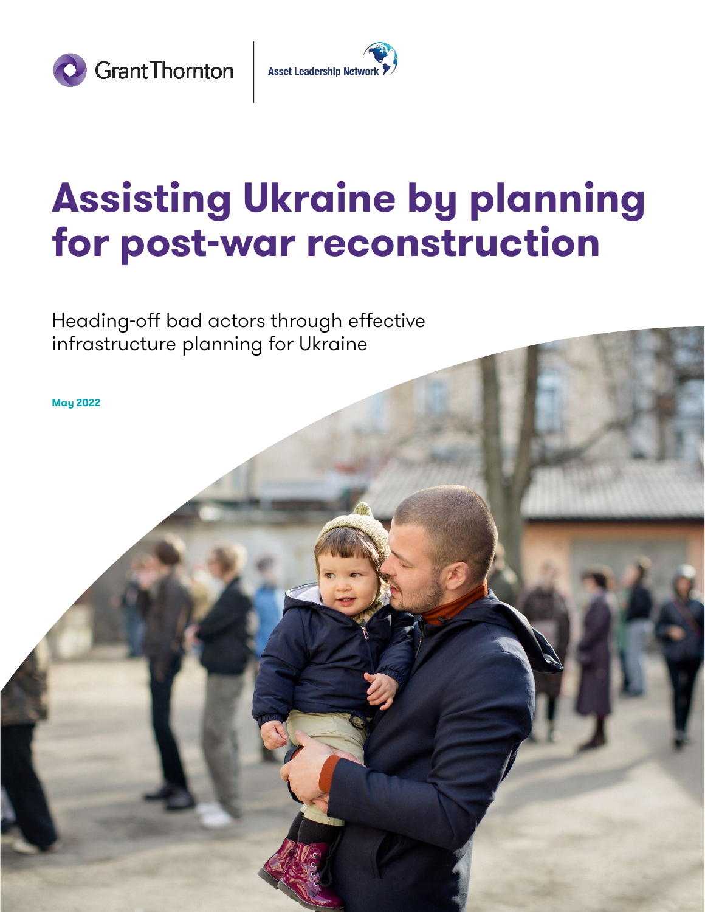Grant Thornton | Asset Leadership Network

# Assisting Ukraine by planning for post-war reconstruction

Heading-off bad actors through effective infrastructure planning for Ukraine

**May 2022**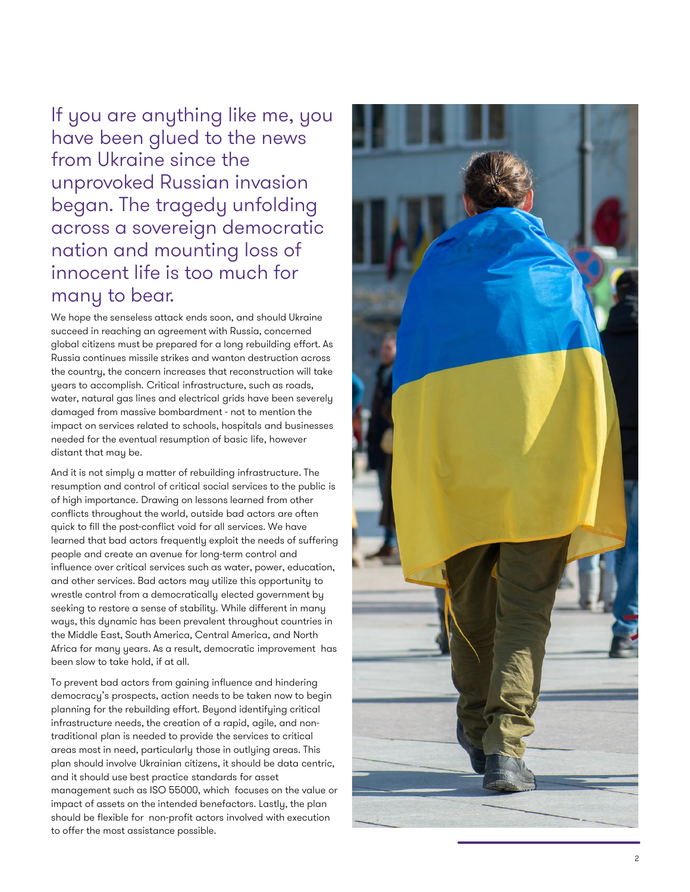If you are anything like me, you have been glued to the news from Ukraine since the unprovoked Russian invasion began. The tragedy unfolding across a sovereign democratic nation and mounting loss of innocent life is too much for many to bear.

We hope the senseless attack ends soon, and should Ukraine succeed in reaching an agreement with Russia, concerned global citizens must be prepared for a long rebuilding effort. As Russia continues missile strikes and wanton destruction across the country, the concern increases that reconstruction will take years to accomplish. Critical infrastructure, such as roads, water, natural gas lines and electrical grids have been severely damaged from massive bombardment - not to mention the impact on services related to schools, hospitals and businesses needed for the eventual resumption of basic life, however distant that may be.

And it is not simply a matter of rebuilding infrastructure. The resumption and control of critical social services to the public is of high importance. Drawing on lessons learned from other conflicts throughout the world, outside bad actors are often quick to fill the post-conflict void for all services. We have learned that bad actors frequently exploit the needs of suffering people and create an avenue for long-term control and influence over critical services such as water, power, education, and other services. Bad actors may utilize this opportunity to wrestle control from a democratically elected government by seeking to restore a sense of stability. While different in many ways, this dynamic has been prevalent throughout countries in the Middle East, South America, Central America, and North Africa for many years. As a result, democratic improvement has been slow to take hold, if at all.

To prevent bad actors from gaining influence and hindering democracy's prospects, action needs to be taken now to begin planning for the rebuilding effort. Beyond identifying critical infrastructure needs, the creation of a rapid, agile, and non-traditional plan is needed to provide the services to critical areas most in need, particularly those in outlying areas. This plan should involve Ukrainian citizens, it should be data centric, and it should use best practice standards for asset management such as ISO 55000, which focuses on the value or impact of assets on the intended benefactors. Lastly, the plan should be flexible for non-profit actors involved with execution to offer the most assistance possible.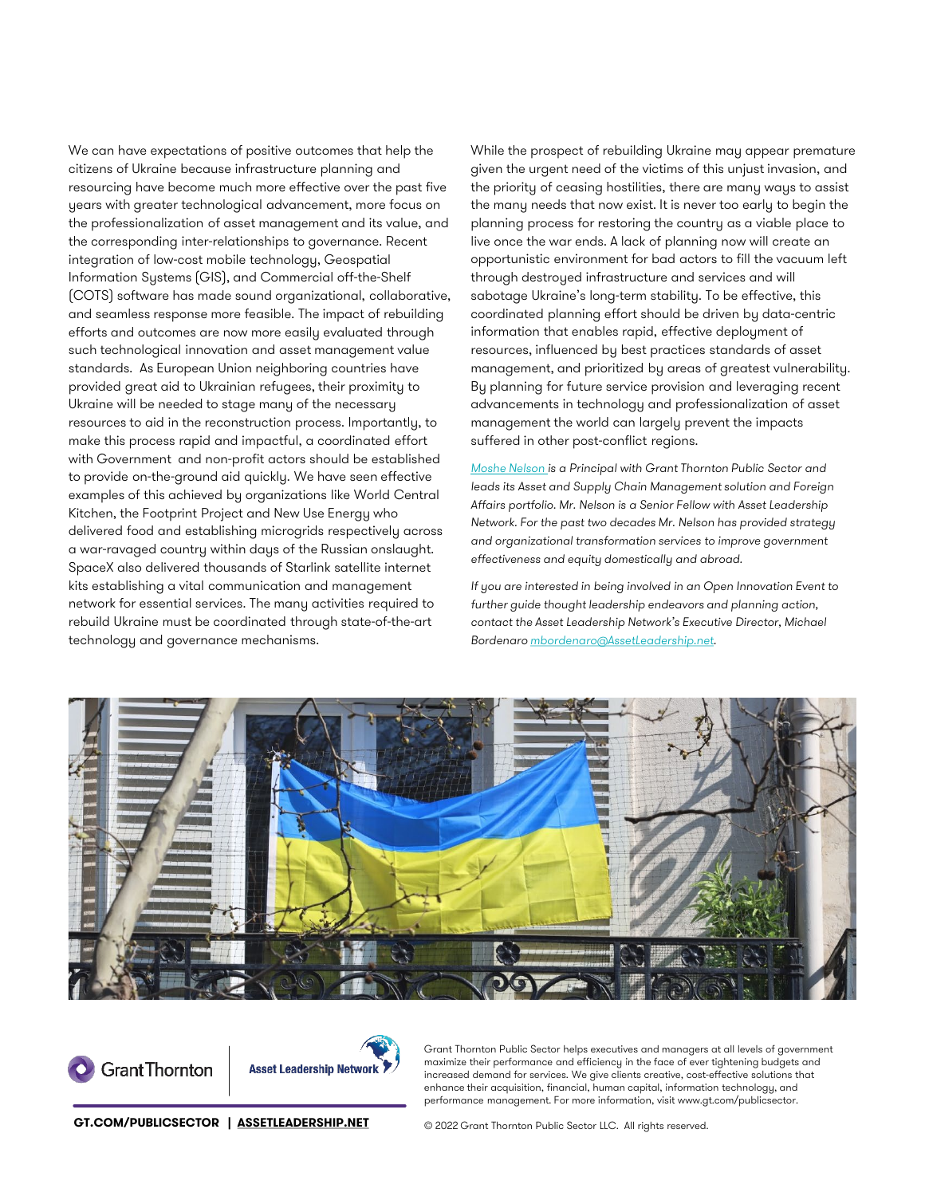We can have expectations of positive outcomes that help the citizens of Ukraine because infrastructure planning and resourcing have become much more effective over the past five years with greater technological advancement, more focus on the professionalization of asset management and its value, and the corresponding inter-relationships to governance. Recent integration of low-cost mobile technology, Geospatial Information Systems (GIS), and Commercial off-the-Shelf (COTS) software has made sound organizational, collaborative, and seamless response more feasible. The impact of rebuilding efforts and outcomes are now more easily evaluated through such technological innovation and asset management value standards. As European Union neighboring countries have provided great aid to Ukrainian refugees, their proximity to Ukraine will be needed to stage many of the necessary resources to aid in the reconstruction process. Importantly, to make this process rapid and impactful, a coordinated effort with Government and non-profit actors should be established to provide on-the-ground aid quickly. We have seen effective examples of this achieved by organizations like World Central Kitchen, the Footprint Project and New Use Energy who delivered food and establishing microgrids respectively across a war-ravaged country within days of the Russian onslaught. SpaceX also delivered thousands of Starlink satellite internet kits establishing a vital communication and management network for essential services. The many activities required to rebuild Ukraine must be coordinated through state-of-the-art technology and governance mechanisms.

While the prospect of rebuilding Ukraine may appear premature given the urgent need of the victims of this unjust invasion, and the priority of ceasing hostilities, there are many ways to assist the many needs that now exist. It is never too early to begin the planning process for restoring the country as a viable place to live once the war ends. A lack of planning now will create an opportunistic environment for bad actors to fill the vacuum left through destroyed infrastructure and services and will sabotage Ukraine's long-term stability. To be effective, this coordinated planning effort should be driven by data-centric information that enables rapid, effective deployment of resources, influenced by best practices standards of asset management, and prioritized by areas of greatest vulnerability. By planning for future service provision and leveraging recent advancements in technology and professionalization of asset management the world can largely prevent the impacts suffered in other post-conflict regions.

*Moshe Nelson is a Principal with Grant Thornton Public Sector and leads its Asset and Supply Chain Management solution and Foreign Affairs portfolio. Mr. Nelson is a Senior Fellow with Asset Leadership Network. For the past two decades Mr. Nelson has provided strategy and organizational transformation services to improve government effectiveness and equity domestically and abroad.*

*If you are interested in being involved in an Open Innovation Event to further guide thought leadership endeavors and planning action, contact the Asset Leadership Network's Executive Director, Michael Bordenaro mbordenaro@AssetLeadership.net.*

Grant Thornton | Asset Leadership Network

Grant Thornton Public Sector helps executives and managers at all levels of government maximize their performance and efficiency in the face of ever tightening budgets and increased demand for services. We give clients creative, cost-effective solutions that enhance their acquisition, financial, human capital, information technology, and performance management. For more information, visit www.gt.com/publicsector.

**GT.COM/PUBLICSECTOR | ASSETLEADERSHIP.NET**

© 2022 Grant Thornton Public Sector LLC. All rights reserved.